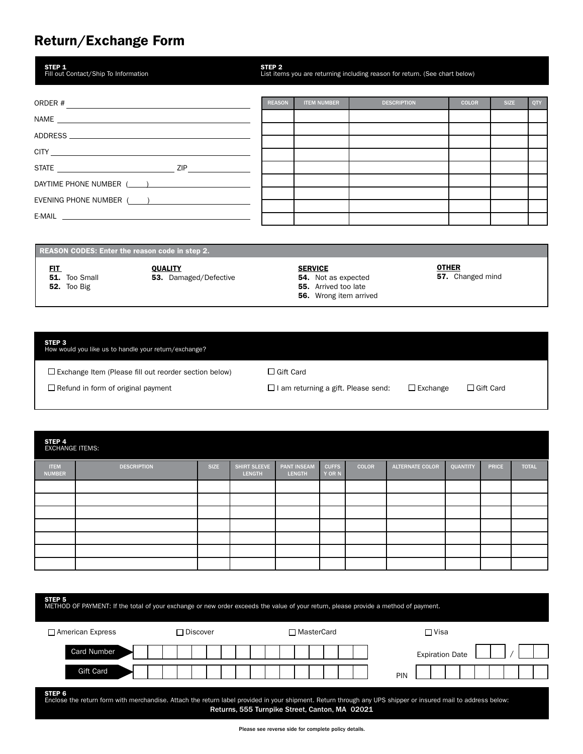# Return/Exchange Form

**STEP 1**
Fill out Contact/Ship To Information

ORDER # ______________________

NAME ______________________

ADDRESS ______________________

CITY ______________________

STATE ______________ ZIP ______________

DAYTIME PHONE NUMBER ( ) ______________________

EVENING PHONE NUMBER ( ) ______________________

E-MAIL ______________________

**STEP 2**
List items you are returning including reason for return. (See chart below)

| REASON | ITEM NUMBER | DESCRIPTION | COLOR | SIZE | QTY |
|---|---|---|---|---|---|
| | | | | | |
| | | | | | |
| | | | | | |
| | | | | | |
| | | | | | |
| | | | | | |
| | | | | | |
| | | | | | |
| | | | | | |

**REASON CODES: Enter the reason code in step 2.**

**FIT**
- **51.** Too Small
- **52.** Too Big

**QUALITY**
- **53.** Damaged/Defective

**SERVICE**
- **54.** Not as expected
- **55.** Arrived too late
- **56.** Wrong item arrived

**OTHER**
- **57.** Changed mind

**STEP 3**
How would you like us to handle your return/exchange?

- ☐ Exchange Item (Please fill out reorder section below)
- ☐ Refund in form of original payment
- ☐ Gift Card
- ☐ I am returning a gift. Please send: ☐ Exchange ☐ Gift Card

**STEP 4**
EXCHANGE ITEMS:

| ITEM NUMBER | DESCRIPTION | SIZE | SHIRT SLEEVE LENGTH | PANT INSEAM LENGTH | CUFFS Y OR N | COLOR | ALTERNATE COLOR | QUANTITY | PRICE | TOTAL |
|---|---|---|---|---|---|---|---|---|---|---|
| | | | | | | | | | | |
| | | | | | | | | | | |
| | | | | | | | | | | |
| | | | | | | | | | | |
| | | | | | | | | | | |
| | | | | | | | | | | |
| | | | | | | | | | | |

**STEP 5**
METHOD OF PAYMENT: If the total of your exchange or new order exceeds the value of your return, please provide a method of payment.

☐ American Express ☐ Discover ☐ MasterCard ☐ Visa

Card Number ______________________ Expiration Date ____ / ____

Gift Card ______________________ PIN ______________

**STEP 6**
Enclose the return form with merchandise. Attach the return label provided in your shipment. Return through any UPS shipper or insured mail to address below:
Returns, 555 Turnpike Street, Canton, MA 02021

Please see reverse side for complete policy details.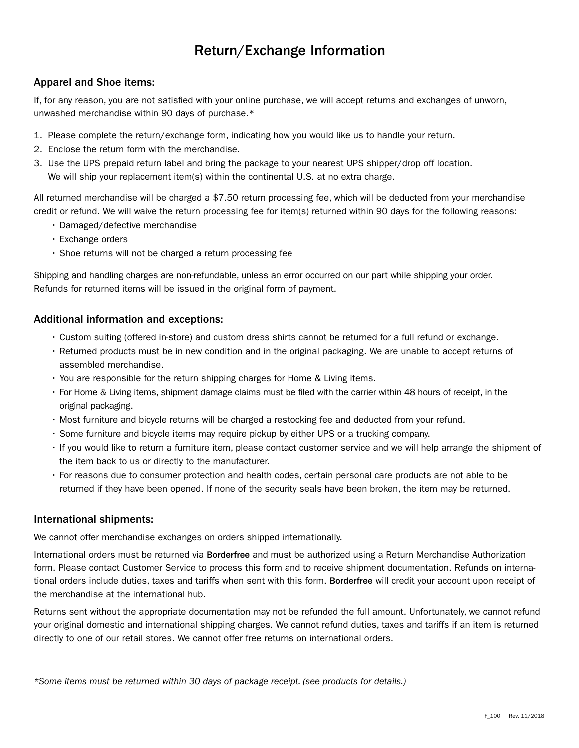# Return/Exchange Information

## Apparel and Shoe items:

If, for any reason, you are not satisfied with your online purchase, we will accept returns and exchanges of unworn, unwashed merchandise within 90 days of purchase.*

1. Please complete the return/exchange form, indicating how you would like us to handle your return.
2. Enclose the return form with the merchandise.
3. Use the UPS prepaid return label and bring the package to your nearest UPS shipper/drop off location.
   We will ship your replacement item(s) within the continental U.S. at no extra charge.

All returned merchandise will be charged a $7.50 return processing fee, which will be deducted from your merchandise credit or refund. We will waive the return processing fee for item(s) returned within 90 days for the following reasons:

- Damaged/defective merchandise
- Exchange orders
- Shoe returns will not be charged a return processing fee

Shipping and handling charges are non-refundable, unless an error occurred on our part while shipping your order.
Refunds for returned items will be issued in the original form of payment.

## Additional information and exceptions:

- Custom suiting (offered in-store) and custom dress shirts cannot be returned for a full refund or exchange.
- Returned products must be in new condition and in the original packaging. We are unable to accept returns of assembled merchandise.
- You are responsible for the return shipping charges for Home & Living items.
- For Home & Living items, shipment damage claims must be filed with the carrier within 48 hours of receipt, in the original packaging.
- Most furniture and bicycle returns will be charged a restocking fee and deducted from your refund.
- Some furniture and bicycle items may require pickup by either UPS or a trucking company.
- If you would like to return a furniture item, please contact customer service and we will help arrange the shipment of the item back to us or directly to the manufacturer.
- For reasons due to consumer protection and health codes, certain personal care products are not able to be returned if they have been opened. If none of the security seals have been broken, the item may be returned.

## International shipments:

We cannot offer merchandise exchanges on orders shipped internationally.

International orders must be returned via **Borderfree** and must be authorized using a Return Merchandise Authorization form. Please contact Customer Service to process this form and to receive shipment documentation. Refunds on international orders include duties, taxes and tariffs when sent with this form. **Borderfree** will credit your account upon receipt of the merchandise at the international hub.

Returns sent without the appropriate documentation may not be refunded the full amount. Unfortunately, we cannot refund your original domestic and international shipping charges. We cannot refund duties, taxes and tariffs if an item is returned directly to one of our retail stores. We cannot offer free returns on international orders.

*\*Some items must be returned within 30 days of package receipt. (see products for details.)*

F_100 Rev. 11/2018